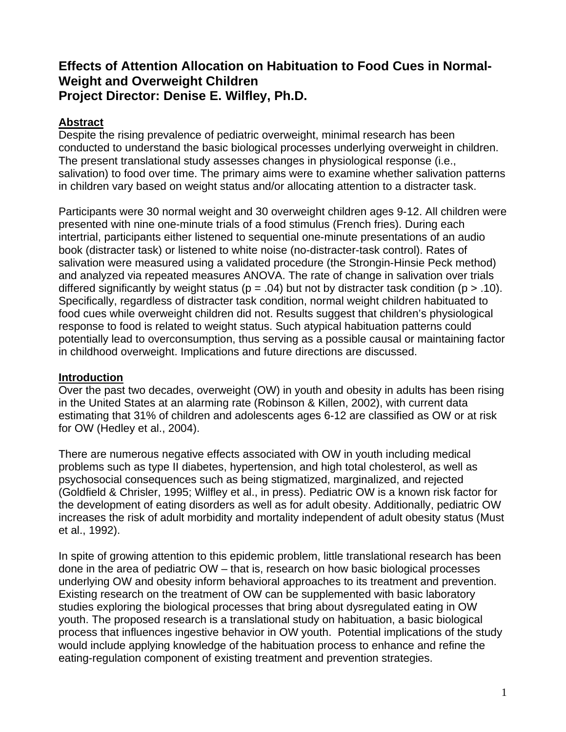# Effects of Attention Allocation on Habituation to Food Cues in Normal-Weight and Overweight Children
# Project Director: Denise E. Wilfley, Ph.D.

## Abstract

Despite the rising prevalence of pediatric overweight, minimal research has been conducted to understand the basic biological processes underlying overweight in children. The present translational study assesses changes in physiological response (i.e., salivation) to food over time. The primary aims were to examine whether salivation patterns in children vary based on weight status and/or allocating attention to a distracter task.

Participants were 30 normal weight and 30 overweight children ages 9-12. All children were presented with nine one-minute trials of a food stimulus (French fries). During each intertrial, participants either listened to sequential one-minute presentations of an audio book (distracter task) or listened to white noise (no-distracter-task control). Rates of salivation were measured using a validated procedure (the Strongin-Hinsie Peck method) and analyzed via repeated measures ANOVA. The rate of change in salivation over trials differed significantly by weight status ($p = .04$) but not by distracter task condition ($p > .10$). Specifically, regardless of distracter task condition, normal weight children habituated to food cues while overweight children did not. Results suggest that children's physiological response to food is related to weight status. Such atypical habituation patterns could potentially lead to overconsumption, thus serving as a possible causal or maintaining factor in childhood overweight. Implications and future directions are discussed.

## Introduction

Over the past two decades, overweight (OW) in youth and obesity in adults has been rising in the United States at an alarming rate (Robinson & Killen, 2002), with current data estimating that 31% of children and adolescents ages 6-12 are classified as OW or at risk for OW (Hedley et al., 2004).

There are numerous negative effects associated with OW in youth including medical problems such as type II diabetes, hypertension, and high total cholesterol, as well as psychosocial consequences such as being stigmatized, marginalized, and rejected (Goldfield & Chrisler, 1995; Wilfley et al., in press). Pediatric OW is a known risk factor for the development of eating disorders as well as for adult obesity. Additionally, pediatric OW increases the risk of adult morbidity and mortality independent of adult obesity status (Must et al., 1992).

In spite of growing attention to this epidemic problem, little translational research has been done in the area of pediatric OW – that is, research on how basic biological processes underlying OW and obesity inform behavioral approaches to its treatment and prevention. Existing research on the treatment of OW can be supplemented with basic laboratory studies exploring the biological processes that bring about dysregulated eating in OW youth. The proposed research is a translational study on habituation, a basic biological process that influences ingestive behavior in OW youth. Potential implications of the study would include applying knowledge of the habituation process to enhance and refine the eating-regulation component of existing treatment and prevention strategies.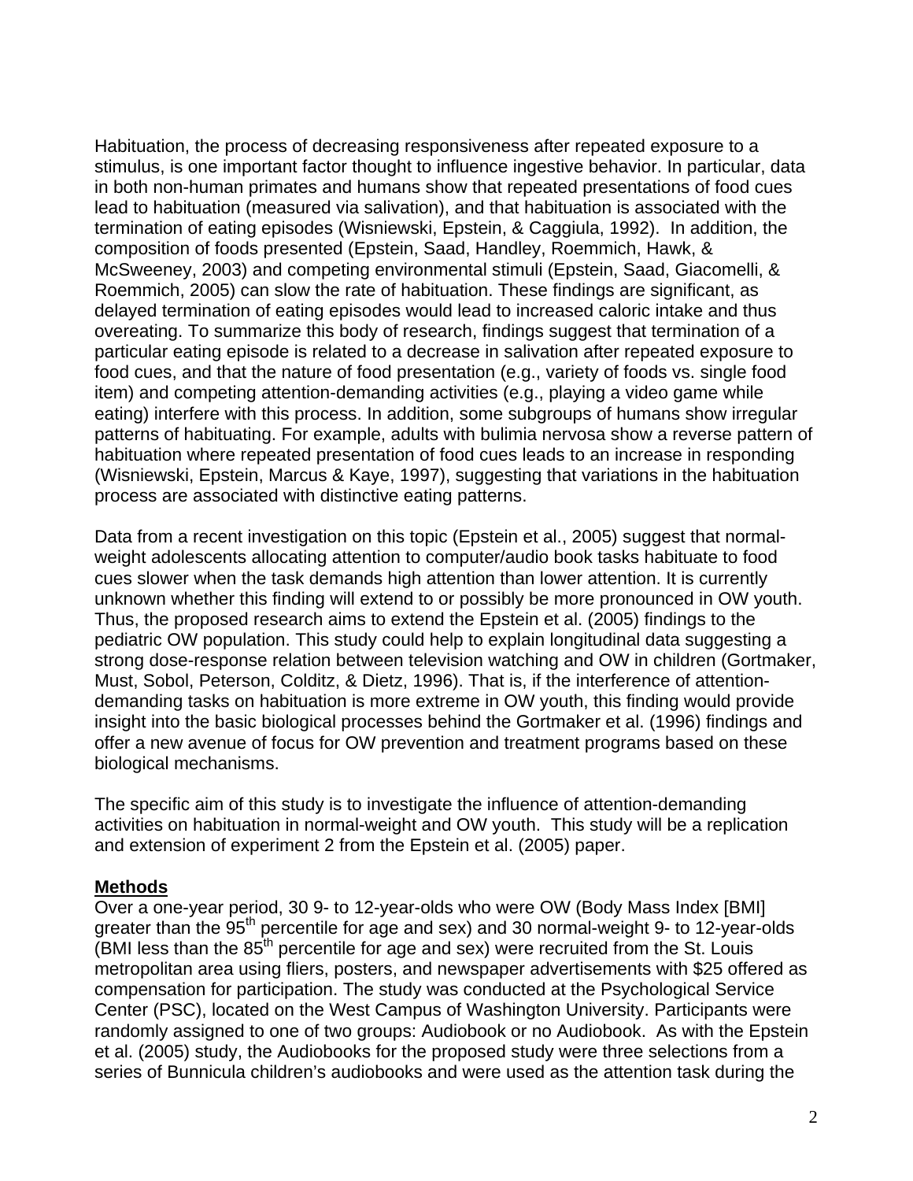Habituation, the process of decreasing responsiveness after repeated exposure to a stimulus, is one important factor thought to influence ingestive behavior. In particular, data in both non-human primates and humans show that repeated presentations of food cues lead to habituation (measured via salivation), and that habituation is associated with the termination of eating episodes (Wisniewski, Epstein, & Caggiula, 1992). In addition, the composition of foods presented (Epstein, Saad, Handley, Roemmich, Hawk, & McSweeney, 2003) and competing environmental stimuli (Epstein, Saad, Giacomelli, & Roemmich, 2005) can slow the rate of habituation. These findings are significant, as delayed termination of eating episodes would lead to increased caloric intake and thus overeating. To summarize this body of research, findings suggest that termination of a particular eating episode is related to a decrease in salivation after repeated exposure to food cues, and that the nature of food presentation (e.g., variety of foods vs. single food item) and competing attention-demanding activities (e.g., playing a video game while eating) interfere with this process. In addition, some subgroups of humans show irregular patterns of habituating. For example, adults with bulimia nervosa show a reverse pattern of habituation where repeated presentation of food cues leads to an increase in responding (Wisniewski, Epstein, Marcus & Kaye, 1997), suggesting that variations in the habituation process are associated with distinctive eating patterns.

Data from a recent investigation on this topic (Epstein et al., 2005) suggest that normal-weight adolescents allocating attention to computer/audio book tasks habituate to food cues slower when the task demands high attention than lower attention. It is currently unknown whether this finding will extend to or possibly be more pronounced in OW youth. Thus, the proposed research aims to extend the Epstein et al. (2005) findings to the pediatric OW population. This study could help to explain longitudinal data suggesting a strong dose-response relation between television watching and OW in children (Gortmaker, Must, Sobol, Peterson, Colditz, & Dietz, 1996). That is, if the interference of attention-demanding tasks on habituation is more extreme in OW youth, this finding would provide insight into the basic biological processes behind the Gortmaker et al. (1996) findings and offer a new avenue of focus for OW prevention and treatment programs based on these biological mechanisms.

The specific aim of this study is to investigate the influence of attention-demanding activities on habituation in normal-weight and OW youth. This study will be a replication and extension of experiment 2 from the Epstein et al. (2005) paper.

## Methods

Over a one-year period, 30 9- to 12-year-olds who were OW (Body Mass Index [BMI] greater than the 95th percentile for age and sex) and 30 normal-weight 9- to 12-year-olds (BMI less than the 85th percentile for age and sex) were recruited from the St. Louis metropolitan area using fliers, posters, and newspaper advertisements with $25 offered as compensation for participation. The study was conducted at the Psychological Service Center (PSC), located on the West Campus of Washington University. Participants were randomly assigned to one of two groups: Audiobook or no Audiobook. As with the Epstein et al. (2005) study, the Audiobooks for the proposed study were three selections from a series of Bunnicula children's audiobooks and were used as the attention task during the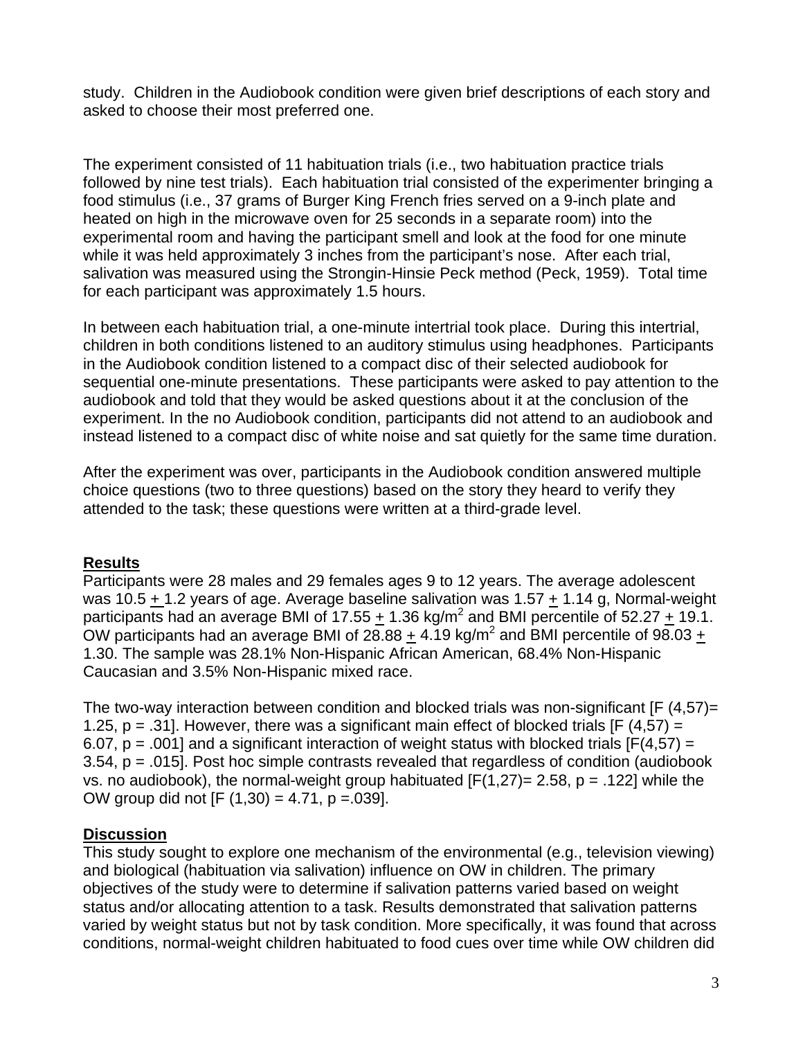study. Children in the Audiobook condition were given brief descriptions of each story and asked to choose their most preferred one.

The experiment consisted of 11 habituation trials (i.e., two habituation practice trials followed by nine test trials). Each habituation trial consisted of the experimenter bringing a food stimulus (i.e., 37 grams of Burger King French fries served on a 9-inch plate and heated on high in the microwave oven for 25 seconds in a separate room) into the experimental room and having the participant smell and look at the food for one minute while it was held approximately 3 inches from the participant's nose. After each trial, salivation was measured using the Strongin-Hinsie Peck method (Peck, 1959). Total time for each participant was approximately 1.5 hours.

In between each habituation trial, a one-minute intertrial took place. During this intertrial, children in both conditions listened to an auditory stimulus using headphones. Participants in the Audiobook condition listened to a compact disc of their selected audiobook for sequential one-minute presentations. These participants were asked to pay attention to the audiobook and told that they would be asked questions about it at the conclusion of the experiment. In the no Audiobook condition, participants did not attend to an audiobook and instead listened to a compact disc of white noise and sat quietly for the same time duration.

After the experiment was over, participants in the Audiobook condition answered multiple choice questions (two to three questions) based on the story they heard to verify they attended to the task; these questions were written at a third-grade level.

## Results

Participants were 28 males and 29 females ages 9 to 12 years. The average adolescent was 10.5 $\pm$ 1.2 years of age. Average baseline salivation was 1.57 $\pm$ 1.14 g, Normal-weight participants had an average BMI of 17.55 $\pm$ 1.36 kg/m$^2$ and BMI percentile of 52.27 $\pm$ 19.1. OW participants had an average BMI of 28.88 $\pm$ 4.19 kg/m$^2$ and BMI percentile of 98.03 $\pm$ 1.30. The sample was 28.1% Non-Hispanic African American, 68.4% Non-Hispanic Caucasian and 3.5% Non-Hispanic mixed race.

The two-way interaction between condition and blocked trials was non-significant [$F(4,57) = 1.25$, $p = .31$]. However, there was a significant main effect of blocked trials [$F(4,57) = 6.07$, $p = .001$] and a significant interaction of weight status with blocked trials [$F(4,57) = 3.54$, $p = .015$]. Post hoc simple contrasts revealed that regardless of condition (audiobook vs. no audiobook), the normal-weight group habituated [$F(1,27) = 2.58$, $p = .122$] while the OW group did not [$F(1,30) = 4.71$, $p = .039$].

## Discussion

This study sought to explore one mechanism of the environmental (e.g., television viewing) and biological (habituation via salivation) influence on OW in children. The primary objectives of the study were to determine if salivation patterns varied based on weight status and/or allocating attention to a task. Results demonstrated that salivation patterns varied by weight status but not by task condition. More specifically, it was found that across conditions, normal-weight children habituated to food cues over time while OW children did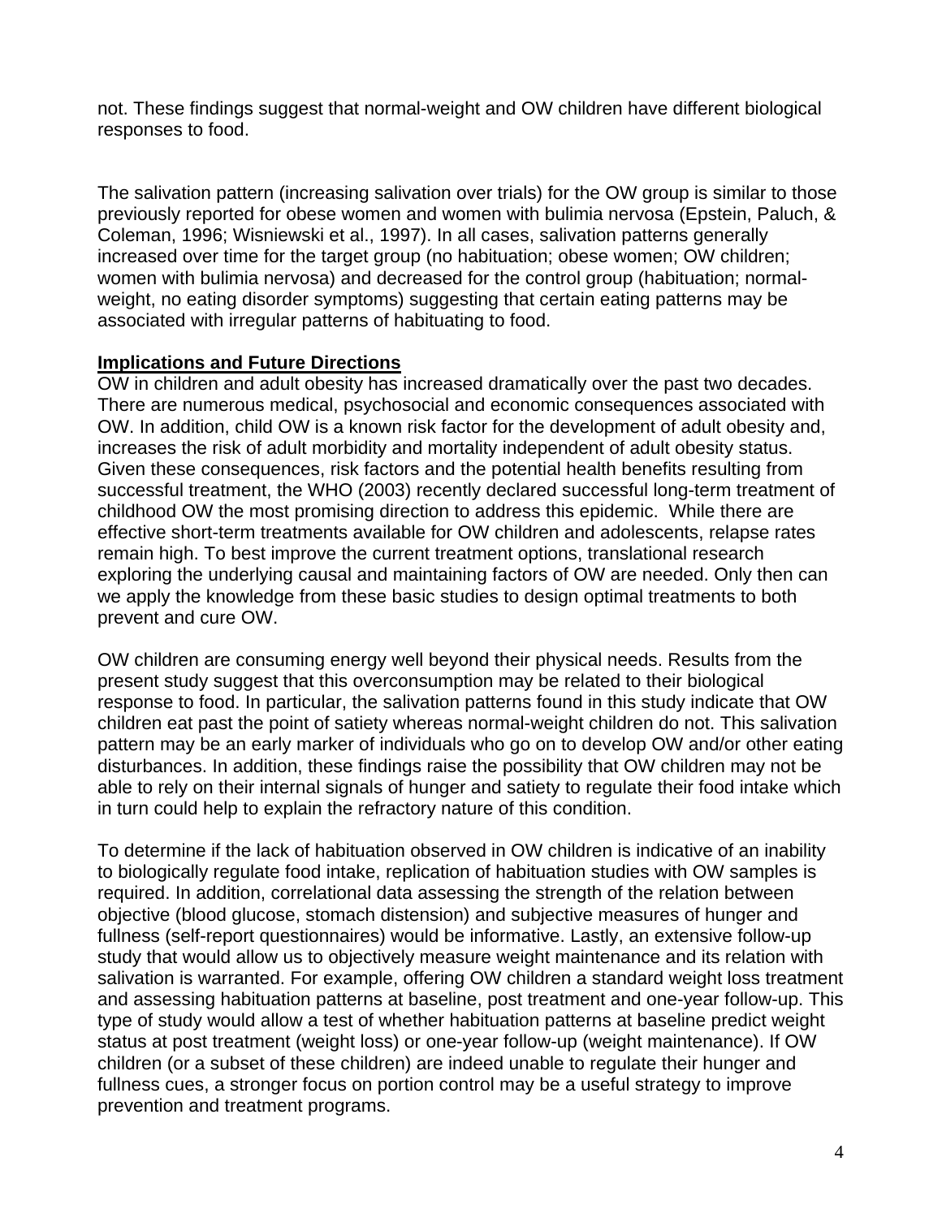not. These findings suggest that normal-weight and OW children have different biological responses to food.

The salivation pattern (increasing salivation over trials) for the OW group is similar to those previously reported for obese women and women with bulimia nervosa (Epstein, Paluch, & Coleman, 1996; Wisniewski et al., 1997). In all cases, salivation patterns generally increased over time for the target group (no habituation; obese women; OW children; women with bulimia nervosa) and decreased for the control group (habituation; normal-weight, no eating disorder symptoms) suggesting that certain eating patterns may be associated with irregular patterns of habituating to food.

## Implications and Future Directions

OW in children and adult obesity has increased dramatically over the past two decades. There are numerous medical, psychosocial and economic consequences associated with OW. In addition, child OW is a known risk factor for the development of adult obesity and, increases the risk of adult morbidity and mortality independent of adult obesity status. Given these consequences, risk factors and the potential health benefits resulting from successful treatment, the WHO (2003) recently declared successful long-term treatment of childhood OW the most promising direction to address this epidemic. While there are effective short-term treatments available for OW children and adolescents, relapse rates remain high. To best improve the current treatment options, translational research exploring the underlying causal and maintaining factors of OW are needed. Only then can we apply the knowledge from these basic studies to design optimal treatments to both prevent and cure OW.

OW children are consuming energy well beyond their physical needs. Results from the present study suggest that this overconsumption may be related to their biological response to food. In particular, the salivation patterns found in this study indicate that OW children eat past the point of satiety whereas normal-weight children do not. This salivation pattern may be an early marker of individuals who go on to develop OW and/or other eating disturbances. In addition, these findings raise the possibility that OW children may not be able to rely on their internal signals of hunger and satiety to regulate their food intake which in turn could help to explain the refractory nature of this condition.

To determine if the lack of habituation observed in OW children is indicative of an inability to biologically regulate food intake, replication of habituation studies with OW samples is required. In addition, correlational data assessing the strength of the relation between objective (blood glucose, stomach distension) and subjective measures of hunger and fullness (self-report questionnaires) would be informative. Lastly, an extensive follow-up study that would allow us to objectively measure weight maintenance and its relation with salivation is warranted. For example, offering OW children a standard weight loss treatment and assessing habituation patterns at baseline, post treatment and one-year follow-up. This type of study would allow a test of whether habituation patterns at baseline predict weight status at post treatment (weight loss) or one-year follow-up (weight maintenance). If OW children (or a subset of these children) are indeed unable to regulate their hunger and fullness cues, a stronger focus on portion control may be a useful strategy to improve prevention and treatment programs.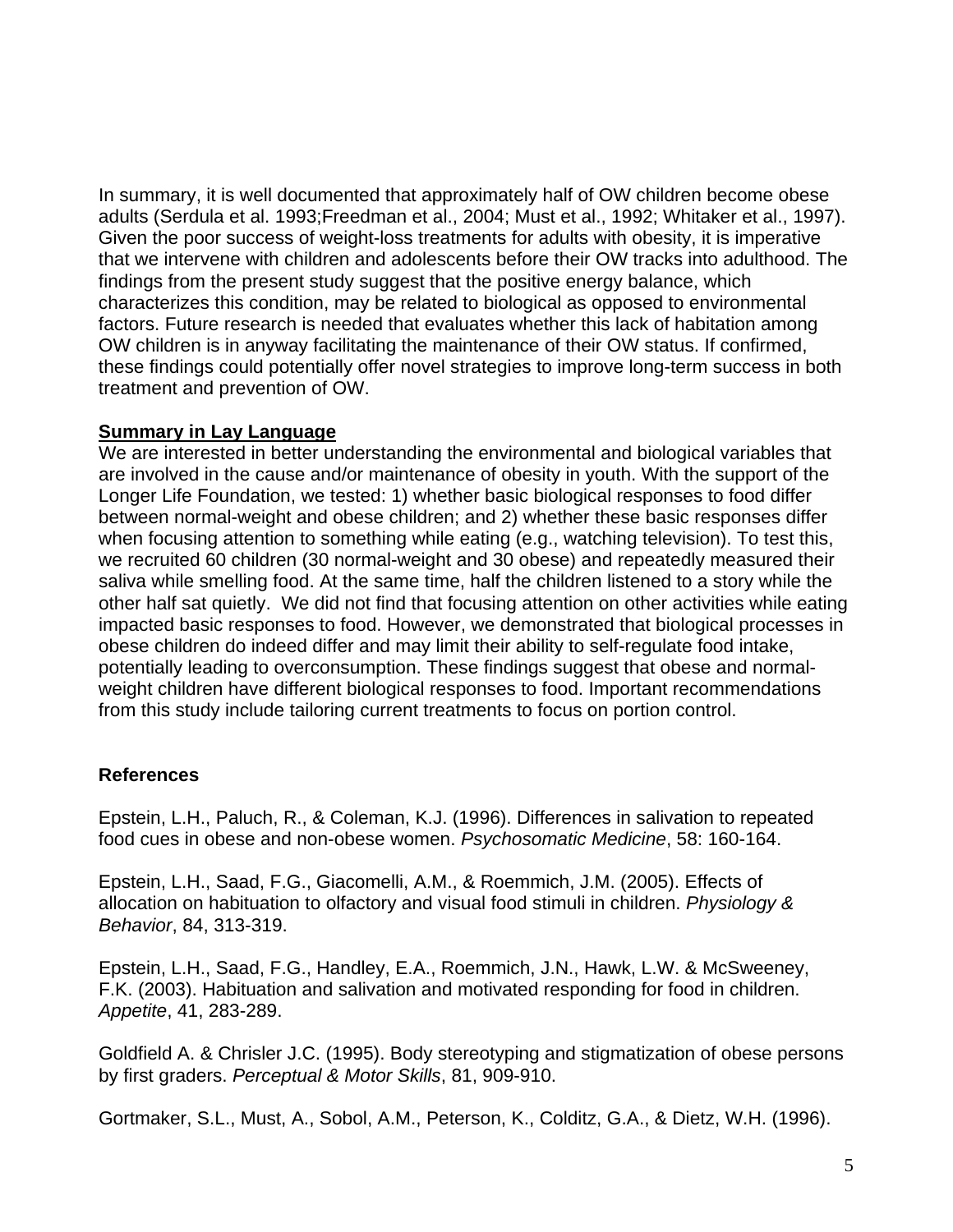In summary, it is well documented that approximately half of OW children become obese adults (Serdula et al. 1993;Freedman et al., 2004; Must et al., 1992; Whitaker et al., 1997). Given the poor success of weight-loss treatments for adults with obesity, it is imperative that we intervene with children and adolescents before their OW tracks into adulthood. The findings from the present study suggest that the positive energy balance, which characterizes this condition, may be related to biological as opposed to environmental factors. Future research is needed that evaluates whether this lack of habitation among OW children is in anyway facilitating the maintenance of their OW status. If confirmed, these findings could potentially offer novel strategies to improve long-term success in both treatment and prevention of OW.

**Summary in Lay Language**

We are interested in better understanding the environmental and biological variables that are involved in the cause and/or maintenance of obesity in youth. With the support of the Longer Life Foundation, we tested: 1) whether basic biological responses to food differ between normal-weight and obese children; and 2) whether these basic responses differ when focusing attention to something while eating (e.g., watching television). To test this, we recruited 60 children (30 normal-weight and 30 obese) and repeatedly measured their saliva while smelling food. At the same time, half the children listened to a story while the other half sat quietly.  We did not find that focusing attention on other activities while eating impacted basic responses to food. However, we demonstrated that biological processes in obese children do indeed differ and may limit their ability to self-regulate food intake, potentially leading to overconsumption. These findings suggest that obese and normal-weight children have different biological responses to food. Important recommendations from this study include tailoring current treatments to focus on portion control.

**References**

Epstein, L.H., Paluch, R., & Coleman, K.J. (1996). Differences in salivation to repeated food cues in obese and non-obese women. *Psychosomatic Medicine*, 58: 160-164.

Epstein, L.H., Saad, F.G., Giacomelli, A.M., & Roemmich, J.M. (2005). Effects of allocation on habituation to olfactory and visual food stimuli in children. *Physiology & Behavior*, 84, 313-319.

Epstein, L.H., Saad, F.G., Handley, E.A., Roemmich, J.N., Hawk, L.W. & McSweeney, F.K. (2003). Habituation and salivation and motivated responding for food in children. *Appetite*, 41, 283-289.

Goldfield A. & Chrisler J.C. (1995). Body stereotyping and stigmatization of obese persons by first graders. *Perceptual & Motor Skills*, 81, 909-910.

Gortmaker, S.L., Must, A., Sobol, A.M., Peterson, K., Colditz, G.A., & Dietz, W.H. (1996).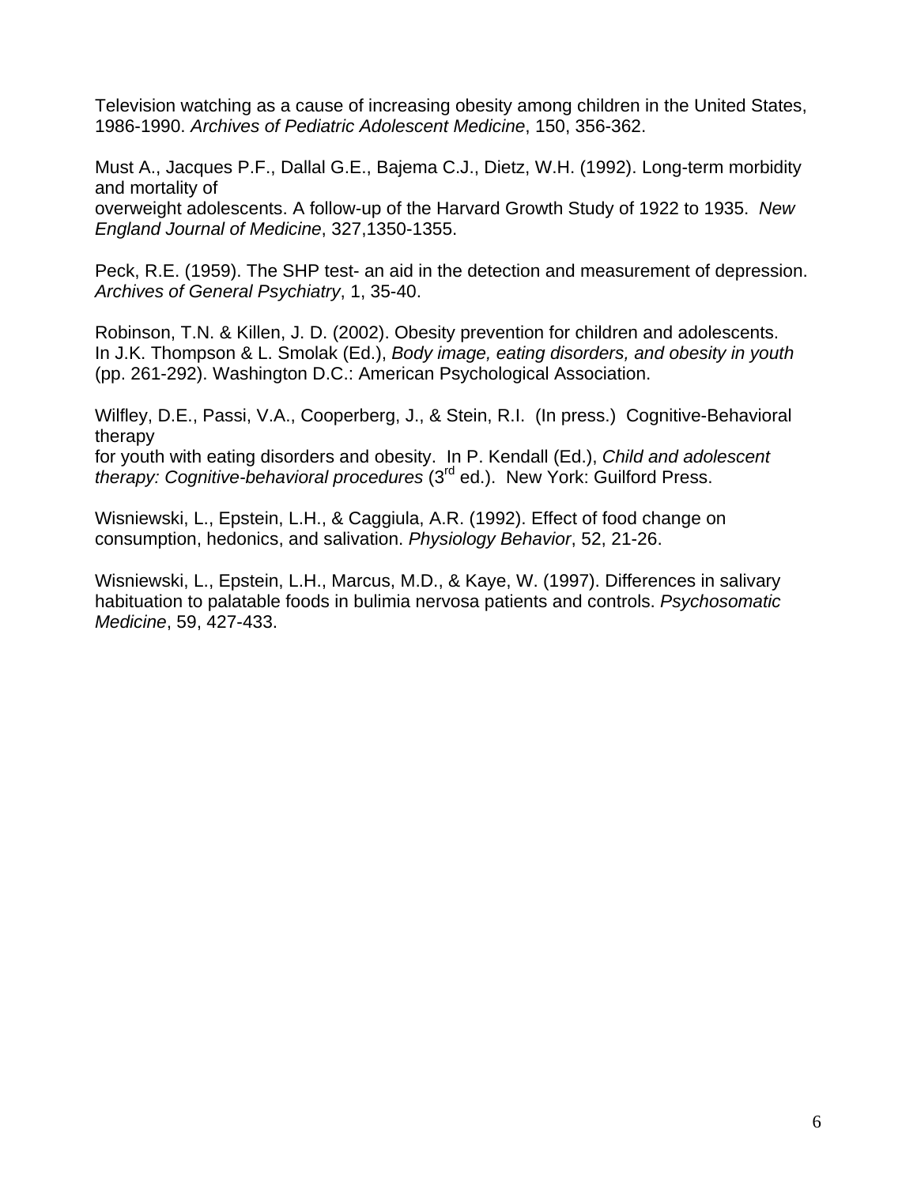Television watching as a cause of increasing obesity among children in the United States, 1986-1990. *Archives of Pediatric Adolescent Medicine*, 150, 356-362.

Must A., Jacques P.F., Dallal G.E., Bajema C.J., Dietz, W.H. (1992). Long-term morbidity and mortality of overweight adolescents. A follow-up of the Harvard Growth Study of 1922 to 1935. *New England Journal of Medicine*, 327,1350-1355.

Peck, R.E. (1959). The SHP test- an aid in the detection and measurement of depression. *Archives of General Psychiatry*, 1, 35-40.

Robinson, T.N. & Killen, J. D. (2002). Obesity prevention for children and adolescents. In J.K. Thompson & L. Smolak (Ed.), *Body image, eating disorders, and obesity in youth* (pp. 261-292). Washington D.C.: American Psychological Association.

Wilfley, D.E., Passi, V.A., Cooperberg, J., & Stein, R.I. (In press.) Cognitive-Behavioral therapy for youth with eating disorders and obesity. In P. Kendall (Ed.), *Child and adolescent therapy: Cognitive-behavioral procedures* (3rd ed.). New York: Guilford Press.

Wisniewski, L., Epstein, L.H., & Caggiula, A.R. (1992). Effect of food change on consumption, hedonics, and salivation. *Physiology Behavior*, 52, 21-26.

Wisniewski, L., Epstein, L.H., Marcus, M.D., & Kaye, W. (1997). Differences in salivary habituation to palatable foods in bulimia nervosa patients and controls. *Psychosomatic Medicine*, 59, 427-433.